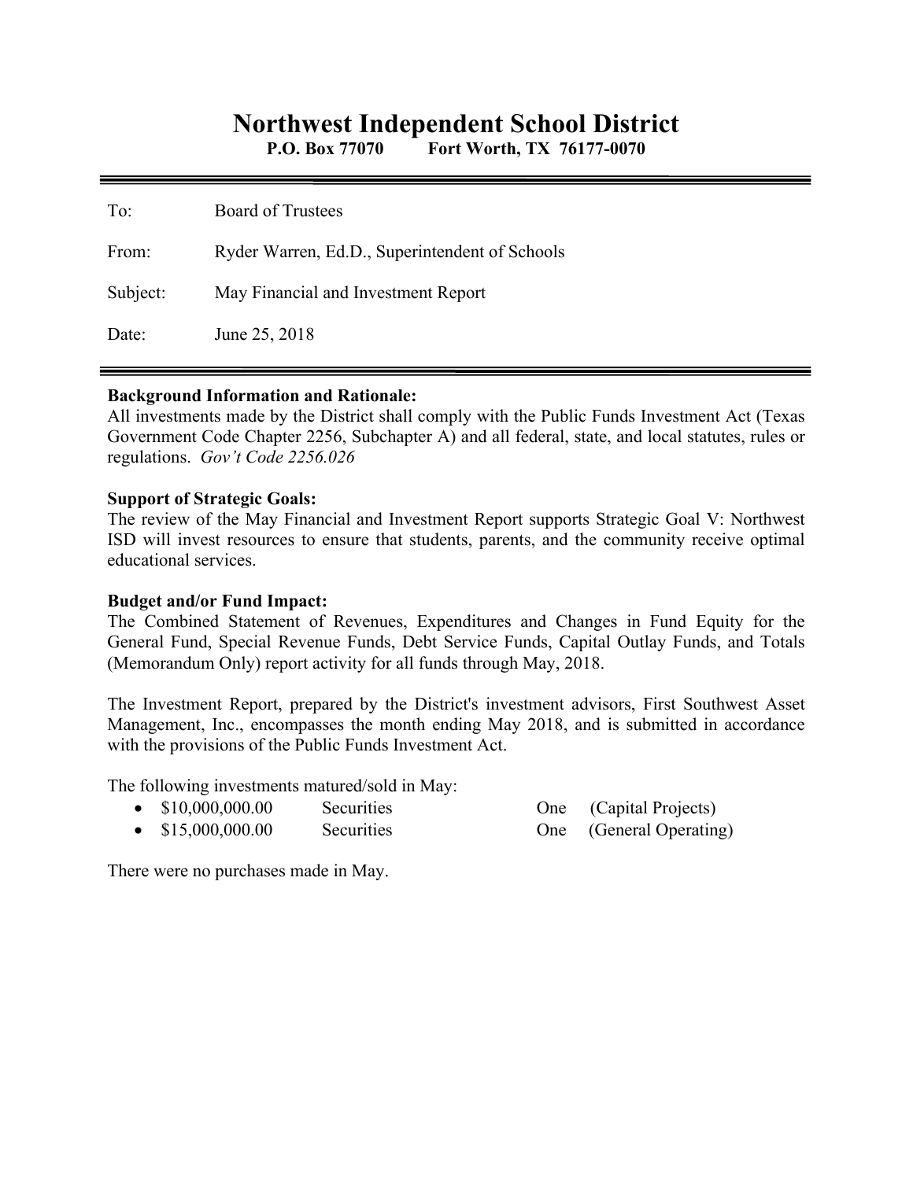# Northwest Independent School District

**P.O. Box 77070 Fort Worth, TX 76177-0070**

---

To: Board of Trustees

From: Ryder Warren, Ed.D., Superintendent of Schools

Subject: May Financial and Investment Report

Date: June 25, 2018

---

**Background Information and Rationale:**
All investments made by the District shall comply with the Public Funds Investment Act (Texas Government Code Chapter 2256, Subchapter A) and all federal, state, and local statutes, rules or regulations. *Gov't Code 2256.026*

**Support of Strategic Goals:**
The review of the May Financial and Investment Report supports Strategic Goal V: Northwest ISD will invest resources to ensure that students, parents, and the community receive optimal educational services.

**Budget and/or Fund Impact:**
The Combined Statement of Revenues, Expenditures and Changes in Fund Equity for the General Fund, Special Revenue Funds, Debt Service Funds, Capital Outlay Funds, and Totals (Memorandum Only) report activity for all funds through May, 2018.

The Investment Report, prepared by the District's investment advisors, First Southwest Asset Management, Inc., encompasses the month ending May 2018, and is submitted in accordance with the provisions of the Public Funds Investment Act.

The following investments matured/sold in May:

- $10,000,000.00 Securities One (Capital Projects)
- $15,000,000.00 Securities One (General Operating)

There were no purchases made in May.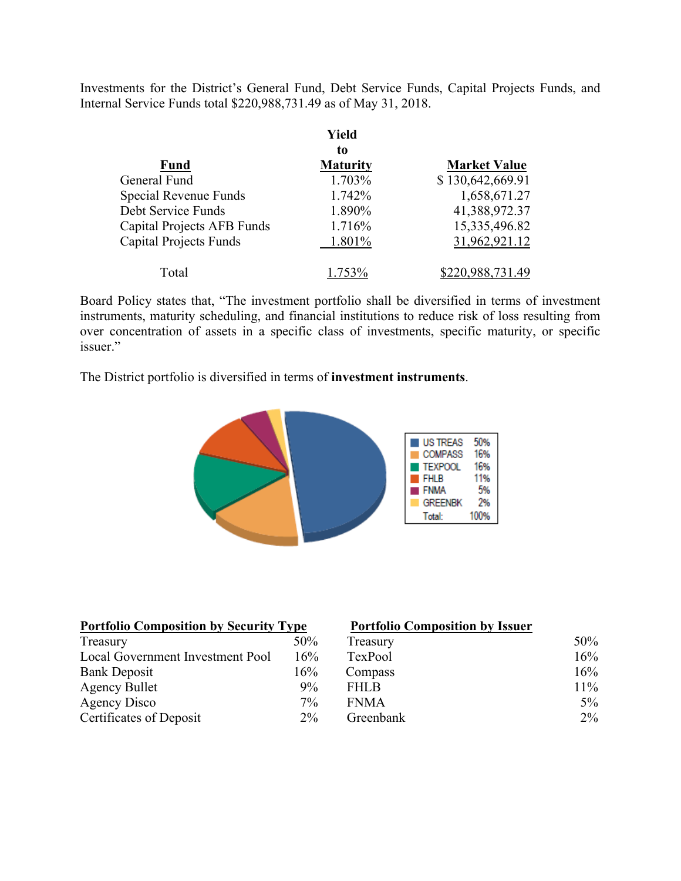Investments for the District's General Fund, Debt Service Funds, Capital Projects Funds, and Internal Service Funds total $220,988,731.49 as of May 31, 2018.

| Fund | Yield to Maturity | Market Value |
|---|---|---|
| General Fund | 1.703% | $ 130,642,669.91 |
| Special Revenue Funds | 1.742% | 1,658,671.27 |
| Debt Service Funds | 1.890% | 41,388,972.37 |
| Capital Projects AFB Funds | 1.716% | 15,335,496.82 |
| Capital Projects Funds | 1.801% | 31,962,921.12 |
| Total | 1.753% | $220,988,731.49 |

Board Policy states that, "The investment portfolio shall be diversified in terms of investment instruments, maturity scheduling, and financial institutions to reduce risk of loss resulting from over concentration of assets in a specific class of investments, specific maturity, or specific issuer."

The District portfolio is diversified in terms of **investment instruments**.

| | |
|---|---|
| US TREAS | 50% |
| COMPASS | 16% |
| TEXPOOL | 16% |
| FHLB | 11% |
| FNMA | 5% |
| GREENBK | 2% |
| Total: | 100% |

| Portfolio Composition by Security Type | |
|---|---|
| Treasury | 50% |
| Local Government Investment Pool | 16% |
| Bank Deposit | 16% |
| Agency Bullet | 9% |
| Agency Disco | 7% |
| Certificates of Deposit | 2% |

| Portfolio Composition by Issuer | |
|---|---|
| Treasury | 50% |
| TexPool | 16% |
| Compass | 16% |
| FHLB | 11% |
| FNMA | 5% |
| Greenbank | 2% |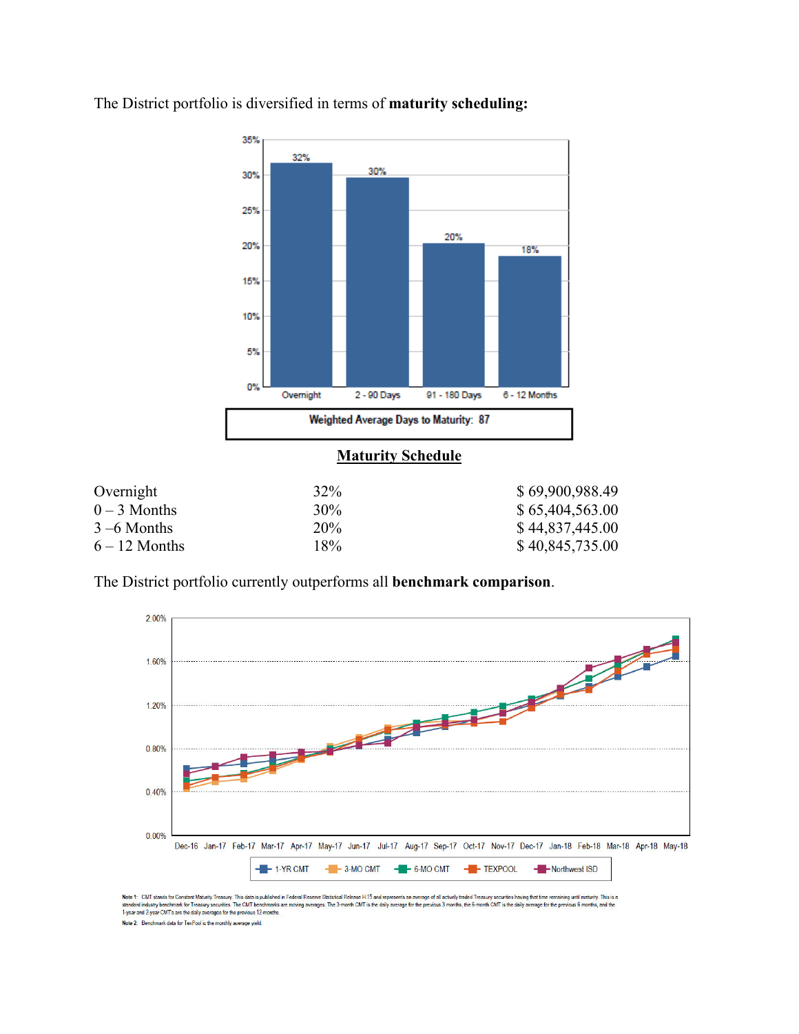The District portfolio is diversified in terms of **maturity scheduling:**

Weighted Average Days to Maturity: 87

**Maturity Schedule**

| | | |
|---|---|---|
| Overnight | 32% | $ 69,900,988.49 |
| 0 – 3 Months | 30% | $ 65,404,563.00 |
| 3 –6 Months | 20% | $ 44,837,445.00 |
| 6 – 12 Months | 18% | $ 40,845,735.00 |

The District portfolio currently outperforms all **benchmark comparison**.

Note 1: CMT stands for Constant Maturity Treasury. This data is published in Federal Reserve Statistical Release H.15 and represents an average of all actively traded Treasury securities having that time remaining until maturity. This is a standard industry benchmark for Treasury securities. The CMT benchmarks are moving averages. The 3-month CMT is the daily average for the previous 3 months, the 6-month CMT is the daily average for the previous 6 months, and the 1-year and 2-year CMTs are the daily averages for the previous 12-months.

Note 2: Benchmark data for TexPool is the monthly average yield.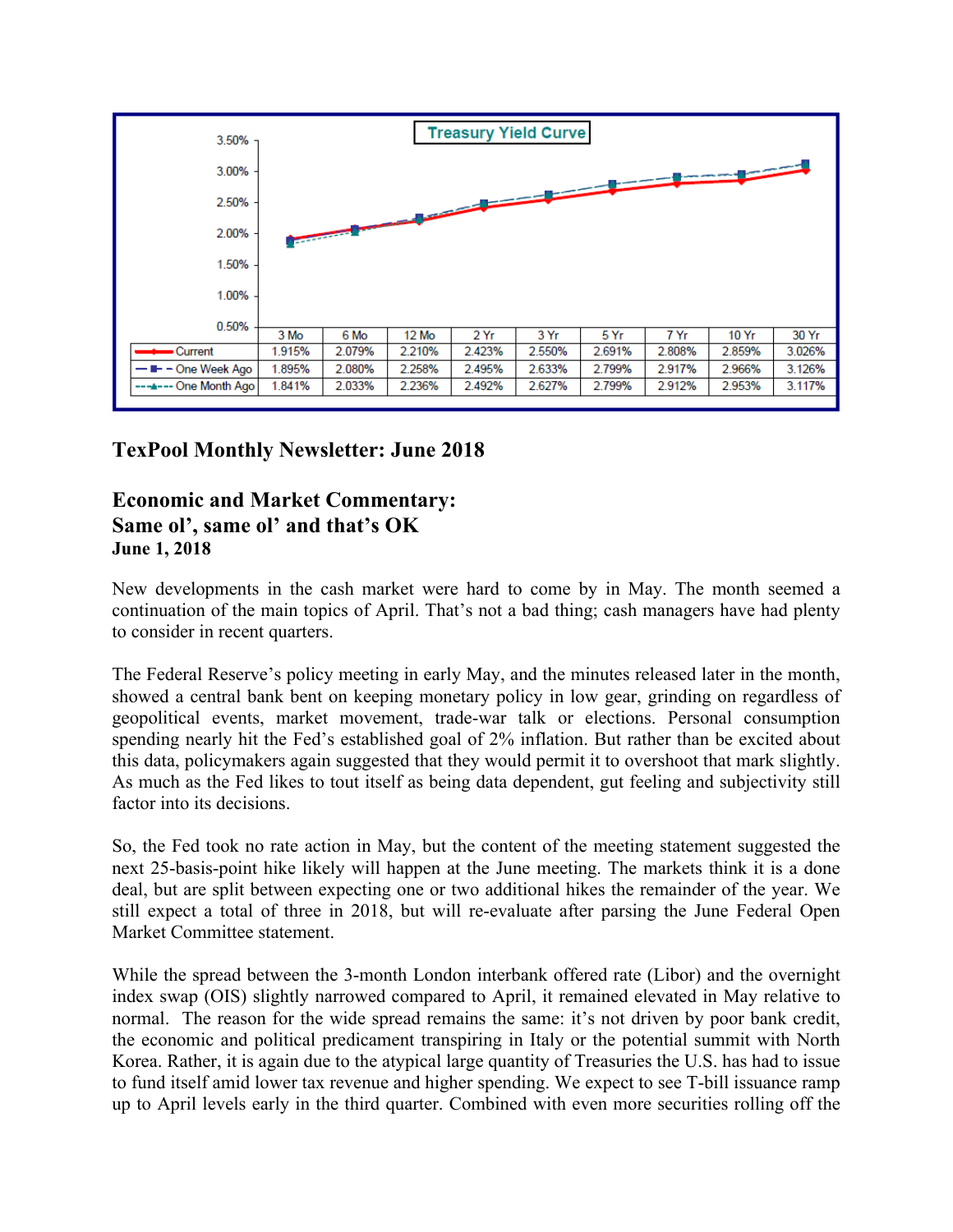**Treasury Yield Curve**

| | 3 Mo | 6 Mo | 12 Mo | 2 Yr | 3 Yr | 5 Yr | 7 Yr | 10 Yr | 30 Yr |
|---|---|---|---|---|---|---|---|---|---|
| Current | 1.915% | 2.079% | 2.210% | 2.423% | 2.550% | 2.691% | 2.808% | 2.859% | 3.026% |
| One Week Ago | 1.895% | 2.080% | 2.258% | 2.495% | 2.633% | 2.799% | 2.917% | 2.966% | 3.126% |
| One Month Ago | 1.841% | 2.033% | 2.236% | 2.492% | 2.627% | 2.799% | 2.912% | 2.953% | 3.117% |

## TexPool Monthly Newsletter: June 2018

## Economic and Market Commentary: Same ol', same ol' and that's OK

**June 1, 2018**

New developments in the cash market were hard to come by in May. The month seemed a continuation of the main topics of April. That's not a bad thing; cash managers have had plenty to consider in recent quarters.

The Federal Reserve's policy meeting in early May, and the minutes released later in the month, showed a central bank bent on keeping monetary policy in low gear, grinding on regardless of geopolitical events, market movement, trade-war talk or elections. Personal consumption spending nearly hit the Fed's established goal of 2% inflation. But rather than be excited about this data, policymakers again suggested that they would permit it to overshoot that mark slightly. As much as the Fed likes to tout itself as being data dependent, gut feeling and subjectivity still factor into its decisions.

So, the Fed took no rate action in May, but the content of the meeting statement suggested the next 25-basis-point hike likely will happen at the June meeting. The markets think it is a done deal, but are split between expecting one or two additional hikes the remainder of the year. We still expect a total of three in 2018, but will re-evaluate after parsing the June Federal Open Market Committee statement.

While the spread between the 3-month London interbank offered rate (Libor) and the overnight index swap (OIS) slightly narrowed compared to April, it remained elevated in May relative to normal. The reason for the wide spread remains the same: it's not driven by poor bank credit, the economic and political predicament transpiring in Italy or the potential summit with North Korea. Rather, it is again due to the atypical large quantity of Treasuries the U.S. has had to issue to fund itself amid lower tax revenue and higher spending. We expect to see T-bill issuance ramp up to April levels early in the third quarter. Combined with even more securities rolling off the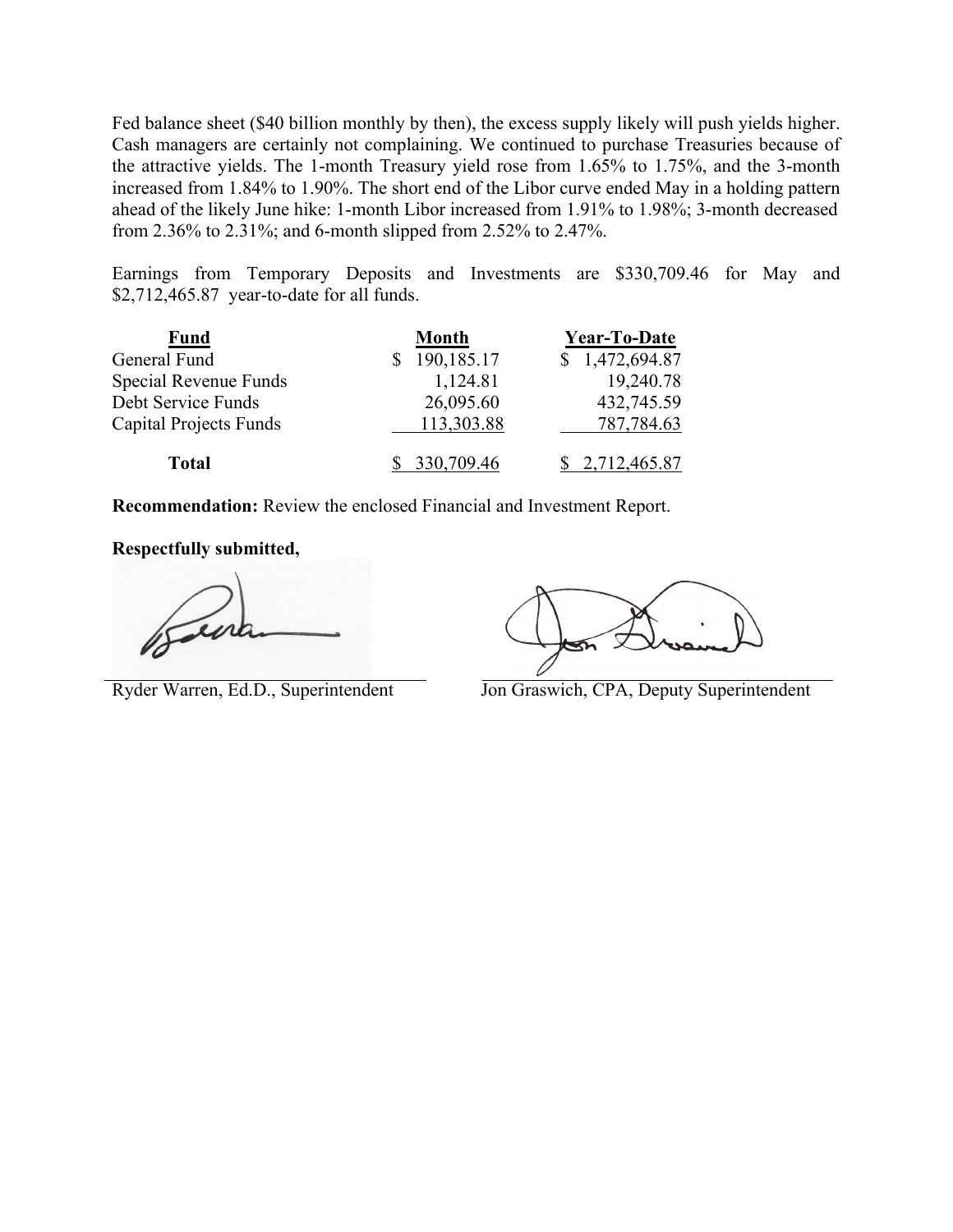Fed balance sheet ($40 billion monthly by then), the excess supply likely will push yields higher. Cash managers are certainly not complaining. We continued to purchase Treasuries because of the attractive yields. The 1-month Treasury yield rose from 1.65% to 1.75%, and the 3-month increased from 1.84% to 1.90%. The short end of the Libor curve ended May in a holding pattern ahead of the likely June hike: 1-month Libor increased from 1.91% to 1.98%; 3-month decreased from 2.36% to 2.31%; and 6-month slipped from 2.52% to 2.47%.

Earnings from Temporary Deposits and Investments are $330,709.46 for May and $2,712,465.87 year-to-date for all funds.

| Fund | Month | Year-To-Date |
|---|---|---|
| General Fund | $ 190,185.17 | $ 1,472,694.87 |
| Special Revenue Funds | 1,124.81 | 19,240.78 |
| Debt Service Funds | 26,095.60 | 432,745.59 |
| Capital Projects Funds | 113,303.88 | 787,784.63 |
| **Total** | $ 330,709.46 | $ 2,712,465.87 |

**Recommendation:** Review the enclosed Financial and Investment Report.

**Respectfully submitted,**

Ryder Warren, Ed.D., Superintendent

Jon Graswich, CPA, Deputy Superintendent